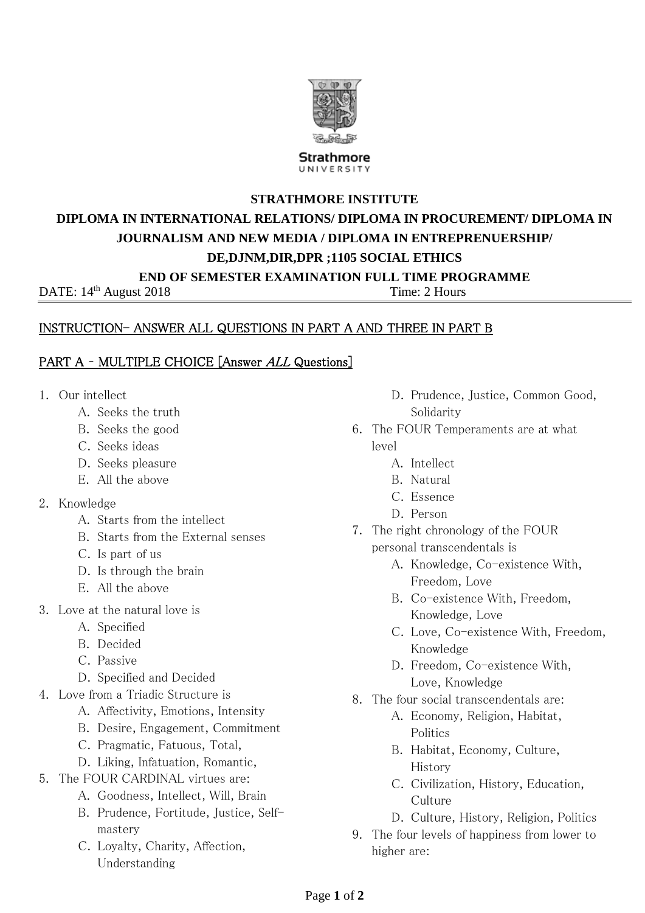Strathmore
UNIVERSITY

# STRATHMORE INSTITUTE

## DIPLOMA IN INTERNATIONAL RELATIONS/ DIPLOMA IN PROCUREMENT/ DIPLOMA IN JOURNALISM AND NEW MEDIA / DIPLOMA IN ENTREPRENUERSHIP/

## DE,DJNM,DIR,DPR ;1105 SOCIAL ETHICS

## END OF SEMESTER EXAMINATION FULL TIME PROGRAMME

DATE: 14th August 2018 Time: 2 Hours

INSTRUCTION- ANSWER ALL QUESTIONS IN PART A AND THREE IN PART B

### PART A - MULTIPLE CHOICE [Answer *ALL* Questions]

1. Our intellect
   - A. Seeks the truth
   - B. Seeks the good
   - C. Seeks ideas
   - D. Seeks pleasure
   - E. All the above
2. Knowledge
   - A. Starts from the intellect
   - B. Starts from the External senses
   - C. Is part of us
   - D. Is through the brain
   - E. All the above
3. Love at the natural love is
   - A. Specified
   - B. Decided
   - C. Passive
   - D. Specified and Decided
4. Love from a Triadic Structure is
   - A. Affectivity, Emotions, Intensity
   - B. Desire, Engagement, Commitment
   - C. Pragmatic, Fatuous, Total,
   - D. Liking, Infatuation, Romantic,
5. The FOUR CARDINAL virtues are:
   - A. Goodness, Intellect, Will, Brain
   - B. Prudence, Fortitude, Justice, Self-mastery
   - C. Loyalty, Charity, Affection, Understanding
   - D. Prudence, Justice, Common Good, Solidarity
6. The FOUR Temperaments are at what level
   - A. Intellect
   - B. Natural
   - C. Essence
   - D. Person
7. The right chronology of the FOUR personal transcendentals is
   - A. Knowledge, Co-existence With, Freedom, Love
   - B. Co-existence With, Freedom, Knowledge, Love
   - C. Love, Co-existence With, Freedom, Knowledge
   - D. Freedom, Co-existence With, Love, Knowledge
8. The four social transcendentals are:
   - A. Economy, Religion, Habitat, Politics
   - B. Habitat, Economy, Culture, History
   - C. Civilization, History, Education, Culture
   - D. Culture, History, Religion, Politics
9. The four levels of happiness from lower to higher are: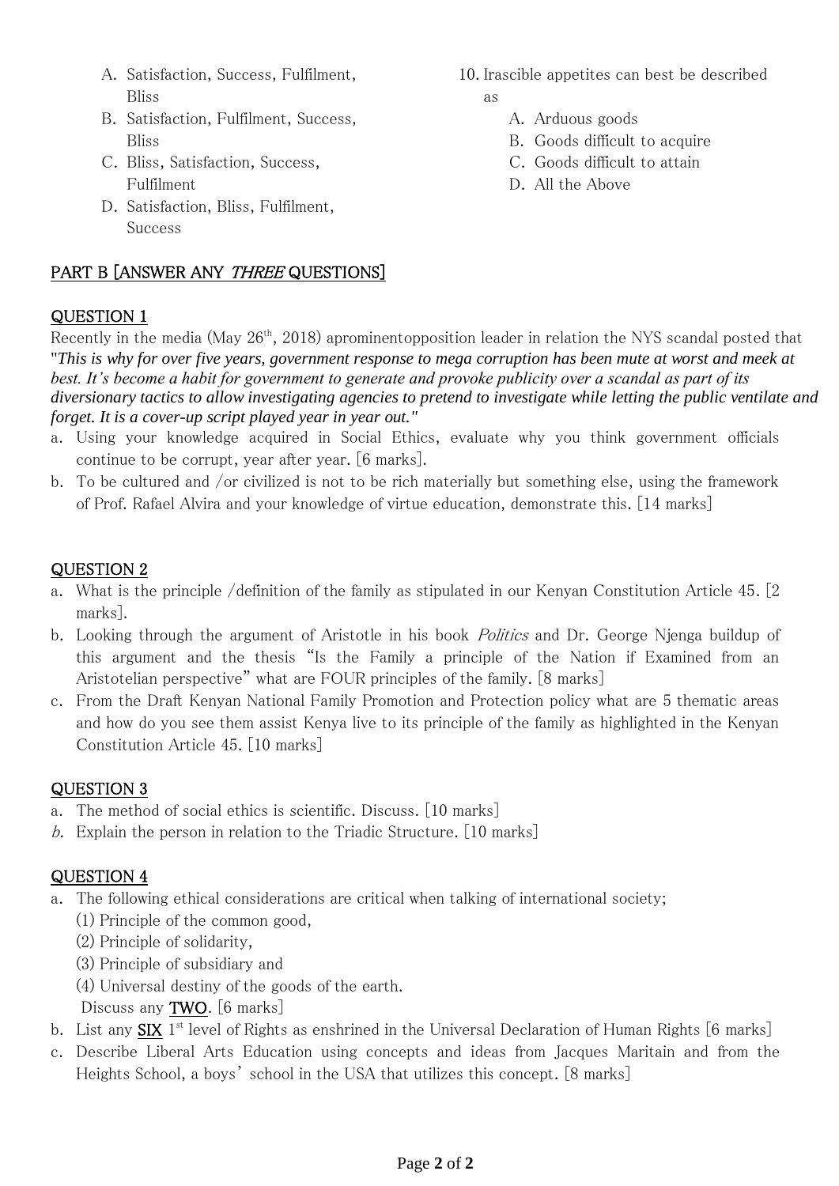A. Satisfaction, Success, Fulfilment, Bliss
B. Satisfaction, Fulfilment, Success, Bliss
C. Bliss, Satisfaction, Success, Fulfilment
D. Satisfaction, Bliss, Fulfilment, Success

10. Irascible appetites can best be described as
    A. Arduous goods
    B. Goods difficult to acquire
    C. Goods difficult to attain
    D. All the Above

## PART B [ANSWER ANY *THREE* QUESTIONS]

### QUESTION 1

Recently in the media (May 26th, 2018) aprominentopposition leader in relation the NYS scandal posted that ***"This is why for over five years, government response to mega corruption has been mute at worst and meek at best. It's become a habit for government to generate and provoke publicity over a scandal as part of its diversionary tactics to allow investigating agencies to pretend to investigate while letting the public ventilate and forget. It is a cover-up script played year in year out."***

a. Using your knowledge acquired in Social Ethics, evaluate why you think government officials continue to be corrupt, year after year. [6 marks].
b. To be cultured and /or civilized is not to be rich materially but something else, using the framework of Prof. Rafael Alvira and your knowledge of virtue education, demonstrate this. [14 marks]

### QUESTION 2

a. What is the principle /definition of the family as stipulated in our Kenyan Constitution Article 45. [2 marks].
b. Looking through the argument of Aristotle in his book *Politics* and Dr. George Njenga buildup of this argument and the thesis "Is the Family a principle of the Nation if Examined from an Aristotelian perspective" what are FOUR principles of the family. [8 marks]
c. From the Draft Kenyan National Family Promotion and Protection policy what are 5 thematic areas and how do you see them assist Kenya live to its principle of the family as highlighted in the Kenyan Constitution Article 45. [10 marks]

### QUESTION 3

a. The method of social ethics is scientific. Discuss. [10 marks]
*b.* Explain the person in relation to the Triadic Structure. [10 marks]

### QUESTION 4

a. The following ethical considerations are critical when talking of international society;
   (1) Principle of the common good,
   (2) Principle of solidarity,
   (3) Principle of subsidiary and
   (4) Universal destiny of the goods of the earth.
   Discuss any **TWO**. [6 marks]
b. List any **SIX** 1st level of Rights as enshrined in the Universal Declaration of Human Rights [6 marks]
c. Describe Liberal Arts Education using concepts and ideas from Jacques Maritain and from the Heights School, a boys' school in the USA that utilizes this concept. [8 marks]